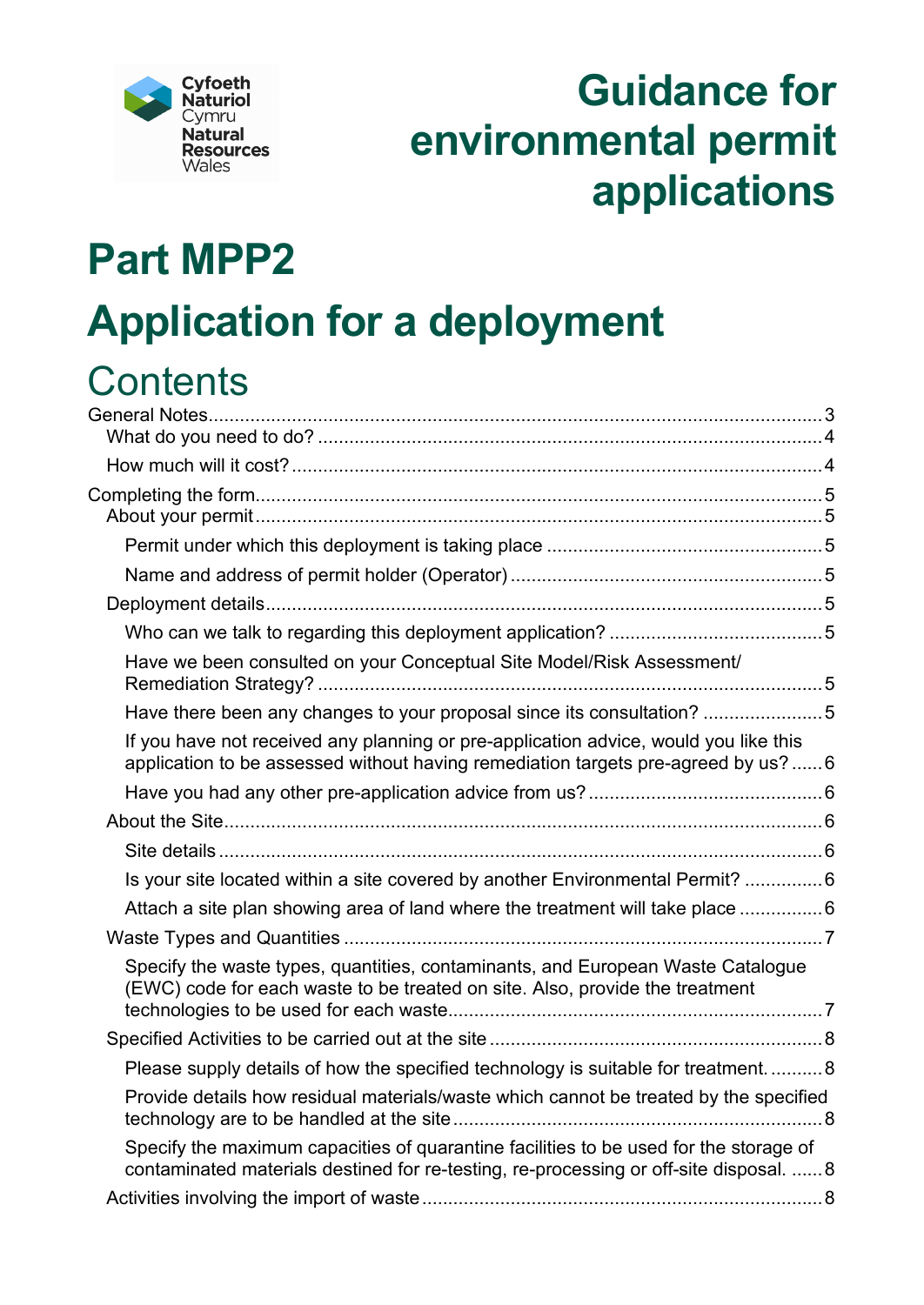Cyfoeth Naturiol Cymru
Natural Resources Wales

# Guidance for environmental permit applications

# Part MPP2

# Application for a deployment

## Contents

General Notes....3
- What do you need to do? ....4
- How much will it cost? ....4

Completing the form....5
- About your permit....5
  - Permit under which this deployment is taking place ....5
  - Name and address of permit holder (Operator) ....5
- Deployment details....5
  - Who can we talk to regarding this deployment application? ....5
  - Have we been consulted on your Conceptual Site Model/Risk Assessment/ Remediation Strategy? ....5
  - Have there been any changes to your proposal since its consultation? ....5
  - If you have not received any planning or pre-application advice, would you like this application to be assessed without having remediation targets pre-agreed by us? ....6
  - Have you had any other pre-application advice from us? ....6
- About the Site....6
  - Site details ....6
  - Is your site located within a site covered by another Environmental Permit? ....6
  - Attach a site plan showing area of land where the treatment will take place ....6
- Waste Types and Quantities ....7
  - Specify the waste types, quantities, contaminants, and European Waste Catalogue (EWC) code for each waste to be treated on site. Also, provide the treatment technologies to be used for each waste....7
- Specified Activities to be carried out at the site ....8
  - Please supply details of how the specified technology is suitable for treatment. ....8
  - Provide details how residual materials/waste which cannot be treated by the specified technology are to be handled at the site ....8
  - Specify the maximum capacities of quarantine facilities to be used for the storage of contaminated materials destined for re-testing, re-processing or off-site disposal. ....8
- Activities involving the import of waste ....8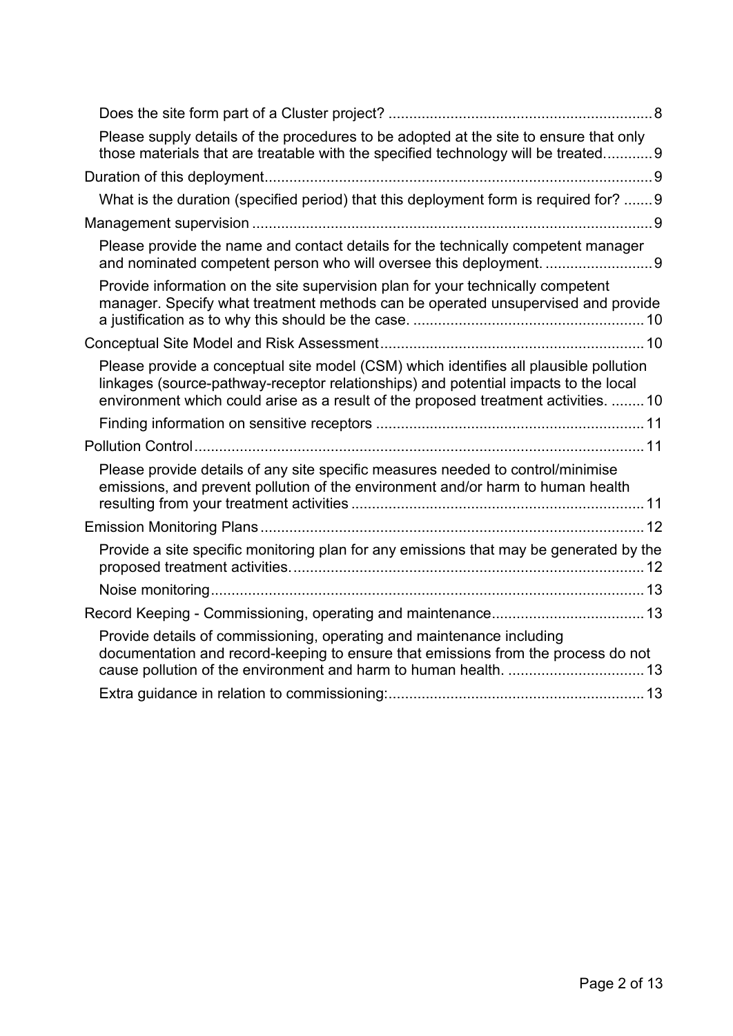- Does the site form part of a Cluster project? 8
- Please supply details of the procedures to be adopted at the site to ensure that only those materials that are treatable with the specified technology will be treated. 9

Duration of this deployment 9

- What is the duration (specified period) that this deployment form is required for? 9

Management supervision 9

- Please provide the name and contact details for the technically competent manager and nominated competent person who will oversee this deployment. 9
- Provide information on the site supervision plan for your technically competent manager. Specify what treatment methods can be operated unsupervised and provide a justification as to why this should be the case. 10

Conceptual Site Model and Risk Assessment 10

- Please provide a conceptual site model (CSM) which identifies all plausible pollution linkages (source-pathway-receptor relationships) and potential impacts to the local environment which could arise as a result of the proposed treatment activities. 10
- Finding information on sensitive receptors 11

Pollution Control 11

- Please provide details of any site specific measures needed to control/minimise emissions, and prevent pollution of the environment and/or harm to human health resulting from your treatment activities 11

Emission Monitoring Plans 12

- Provide a site specific monitoring plan for any emissions that may be generated by the proposed treatment activities. 12
- Noise monitoring 13

Record Keeping - Commissioning, operating and maintenance 13

- Provide details of commissioning, operating and maintenance including documentation and record-keeping to ensure that emissions from the process do not cause pollution of the environment and harm to human health. 13
- Extra guidance in relation to commissioning: 13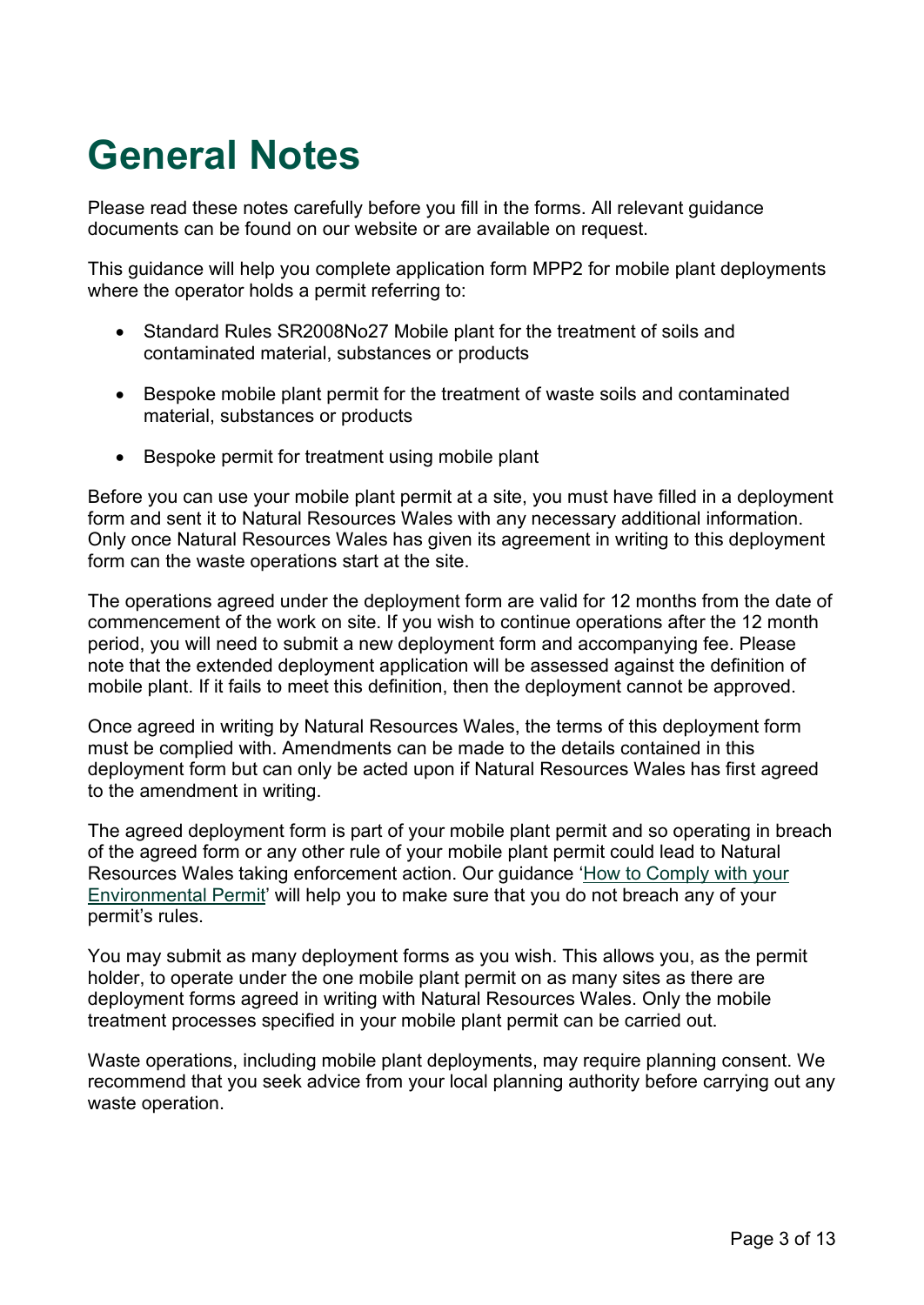# General Notes

Please read these notes carefully before you fill in the forms. All relevant guidance documents can be found on our website or are available on request.

This guidance will help you complete application form MPP2 for mobile plant deployments where the operator holds a permit referring to:

- Standard Rules SR2008No27 Mobile plant for the treatment of soils and contaminated material, substances or products
- Bespoke mobile plant permit for the treatment of waste soils and contaminated material, substances or products
- Bespoke permit for treatment using mobile plant

Before you can use your mobile plant permit at a site, you must have filled in a deployment form and sent it to Natural Resources Wales with any necessary additional information. Only once Natural Resources Wales has given its agreement in writing to this deployment form can the waste operations start at the site.

The operations agreed under the deployment form are valid for 12 months from the date of commencement of the work on site. If you wish to continue operations after the 12 month period, you will need to submit a new deployment form and accompanying fee. Please note that the extended deployment application will be assessed against the definition of mobile plant. If it fails to meet this definition, then the deployment cannot be approved.

Once agreed in writing by Natural Resources Wales, the terms of this deployment form must be complied with. Amendments can be made to the details contained in this deployment form but can only be acted upon if Natural Resources Wales has first agreed to the amendment in writing.

The agreed deployment form is part of your mobile plant permit and so operating in breach of the agreed form or any other rule of your mobile plant permit could lead to Natural Resources Wales taking enforcement action. Our guidance 'How to Comply with your Environmental Permit' will help you to make sure that you do not breach any of your permit's rules.

You may submit as many deployment forms as you wish. This allows you, as the permit holder, to operate under the one mobile plant permit on as many sites as there are deployment forms agreed in writing with Natural Resources Wales. Only the mobile treatment processes specified in your mobile plant permit can be carried out.

Waste operations, including mobile plant deployments, may require planning consent. We recommend that you seek advice from your local planning authority before carrying out any waste operation.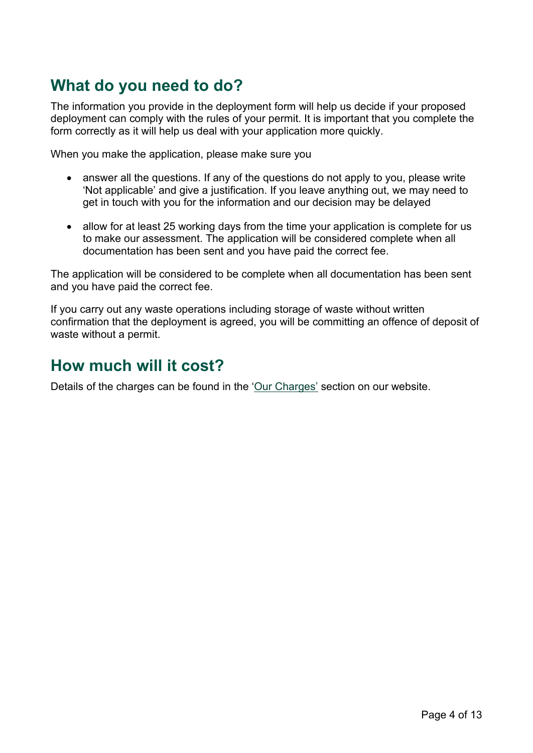## What do you need to do?

The information you provide in the deployment form will help us decide if your proposed deployment can comply with the rules of your permit. It is important that you complete the form correctly as it will help us deal with your application more quickly.

When you make the application, please make sure you

- answer all the questions. If any of the questions do not apply to you, please write 'Not applicable' and give a justification. If you leave anything out, we may need to get in touch with you for the information and our decision may be delayed
- allow for at least 25 working days from the time your application is complete for us to make our assessment. The application will be considered complete when all documentation has been sent and you have paid the correct fee.

The application will be considered to be complete when all documentation has been sent and you have paid the correct fee.

If you carry out any waste operations including storage of waste without written confirmation that the deployment is agreed, you will be committing an offence of deposit of waste without a permit.

## How much will it cost?

Details of the charges can be found in the 'Our Charges' section on our website.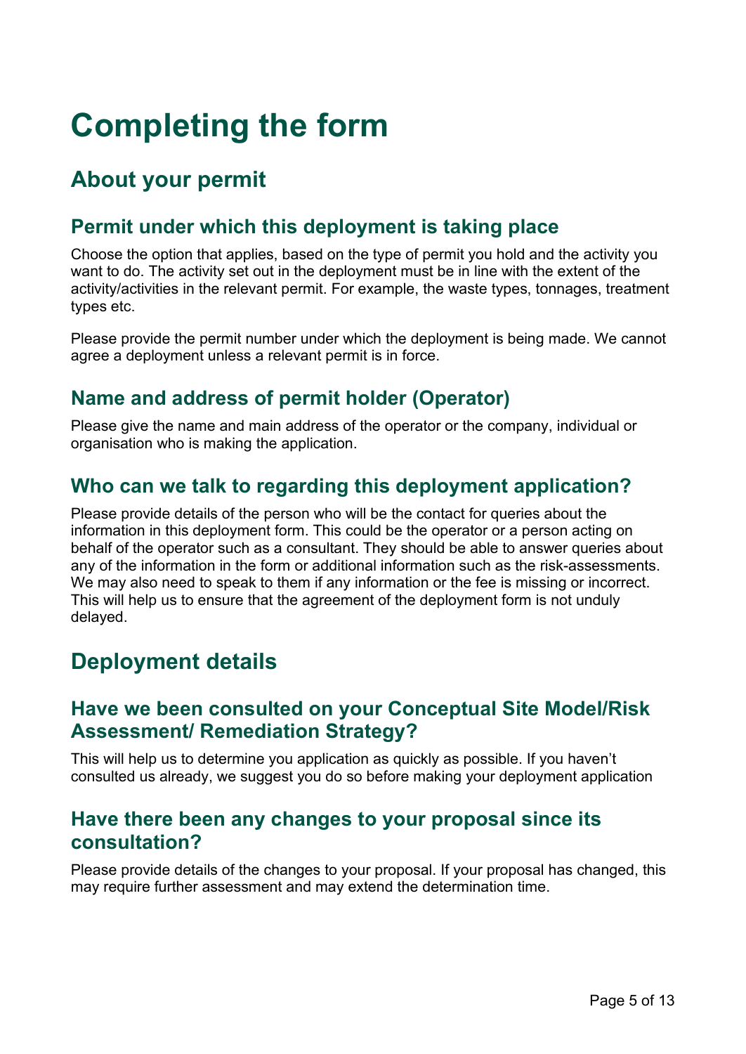# Completing the form

## About your permit

### Permit under which this deployment is taking place

Choose the option that applies, based on the type of permit you hold and the activity you want to do. The activity set out in the deployment must be in line with the extent of the activity/activities in the relevant permit. For example, the waste types, tonnages, treatment types etc.

Please provide the permit number under which the deployment is being made. We cannot agree a deployment unless a relevant permit is in force.

### Name and address of permit holder (Operator)

Please give the name and main address of the operator or the company, individual or organisation who is making the application.

### Who can we talk to regarding this deployment application?

Please provide details of the person who will be the contact for queries about the information in this deployment form. This could be the operator or a person acting on behalf of the operator such as a consultant. They should be able to answer queries about any of the information in the form or additional information such as the risk-assessments. We may also need to speak to them if any information or the fee is missing or incorrect. This will help us to ensure that the agreement of the deployment form is not unduly delayed.

## Deployment details

### Have we been consulted on your Conceptual Site Model/Risk Assessment/ Remediation Strategy?

This will help us to determine you application as quickly as possible. If you haven't consulted us already, we suggest you do so before making your deployment application

### Have there been any changes to your proposal since its consultation?

Please provide details of the changes to your proposal. If your proposal has changed, this may require further assessment and may extend the determination time.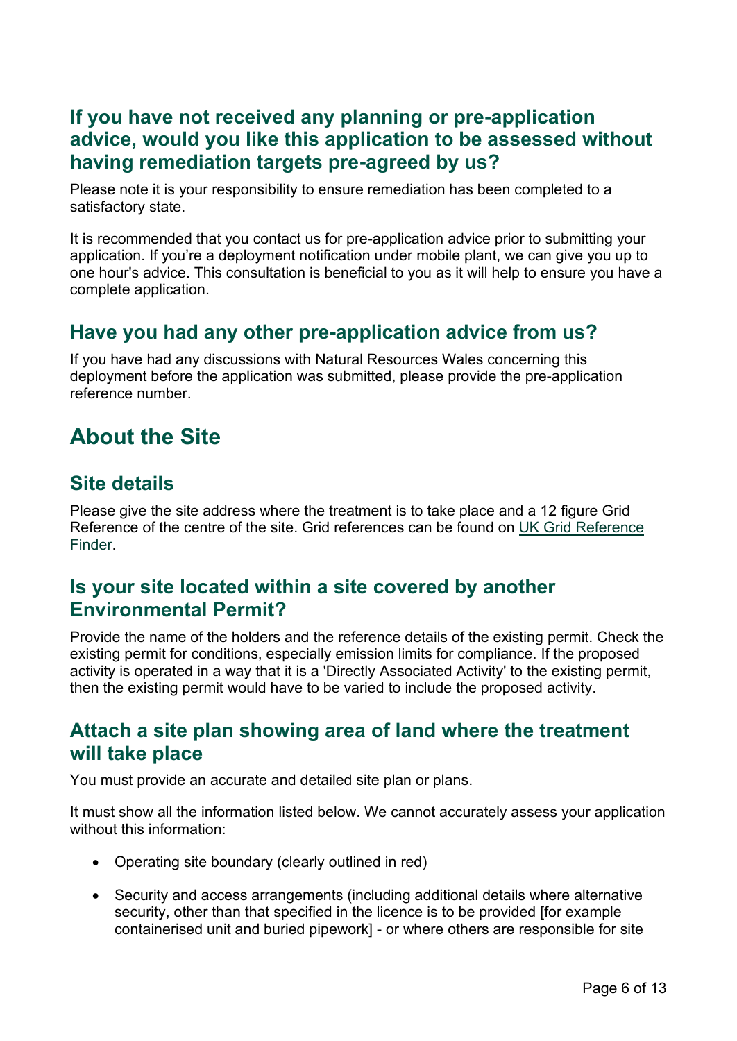## If you have not received any planning or pre-application advice, would you like this application to be assessed without having remediation targets pre-agreed by us?

Please note it is your responsibility to ensure remediation has been completed to a satisfactory state.

It is recommended that you contact us for pre-application advice prior to submitting your application. If you're a deployment notification under mobile plant, we can give you up to one hour's advice. This consultation is beneficial to you as it will help to ensure you have a complete application.

## Have you had any other pre-application advice from us?

If you have had any discussions with Natural Resources Wales concerning this deployment before the application was submitted, please provide the pre-application reference number.

# About the Site

## Site details

Please give the site address where the treatment is to take place and a 12 figure Grid Reference of the centre of the site. Grid references can be found on [UK Grid Reference Finder](UK Grid Reference Finder).

## Is your site located within a site covered by another Environmental Permit?

Provide the name of the holders and the reference details of the existing permit. Check the existing permit for conditions, especially emission limits for compliance. If the proposed activity is operated in a way that it is a 'Directly Associated Activity' to the existing permit, then the existing permit would have to be varied to include the proposed activity.

## Attach a site plan showing area of land where the treatment will take place

You must provide an accurate and detailed site plan or plans.

It must show all the information listed below. We cannot accurately assess your application without this information:

- Operating site boundary (clearly outlined in red)
- Security and access arrangements (including additional details where alternative security, other than that specified in the licence is to be provided [for example containerised unit and buried pipework] - or where others are responsible for site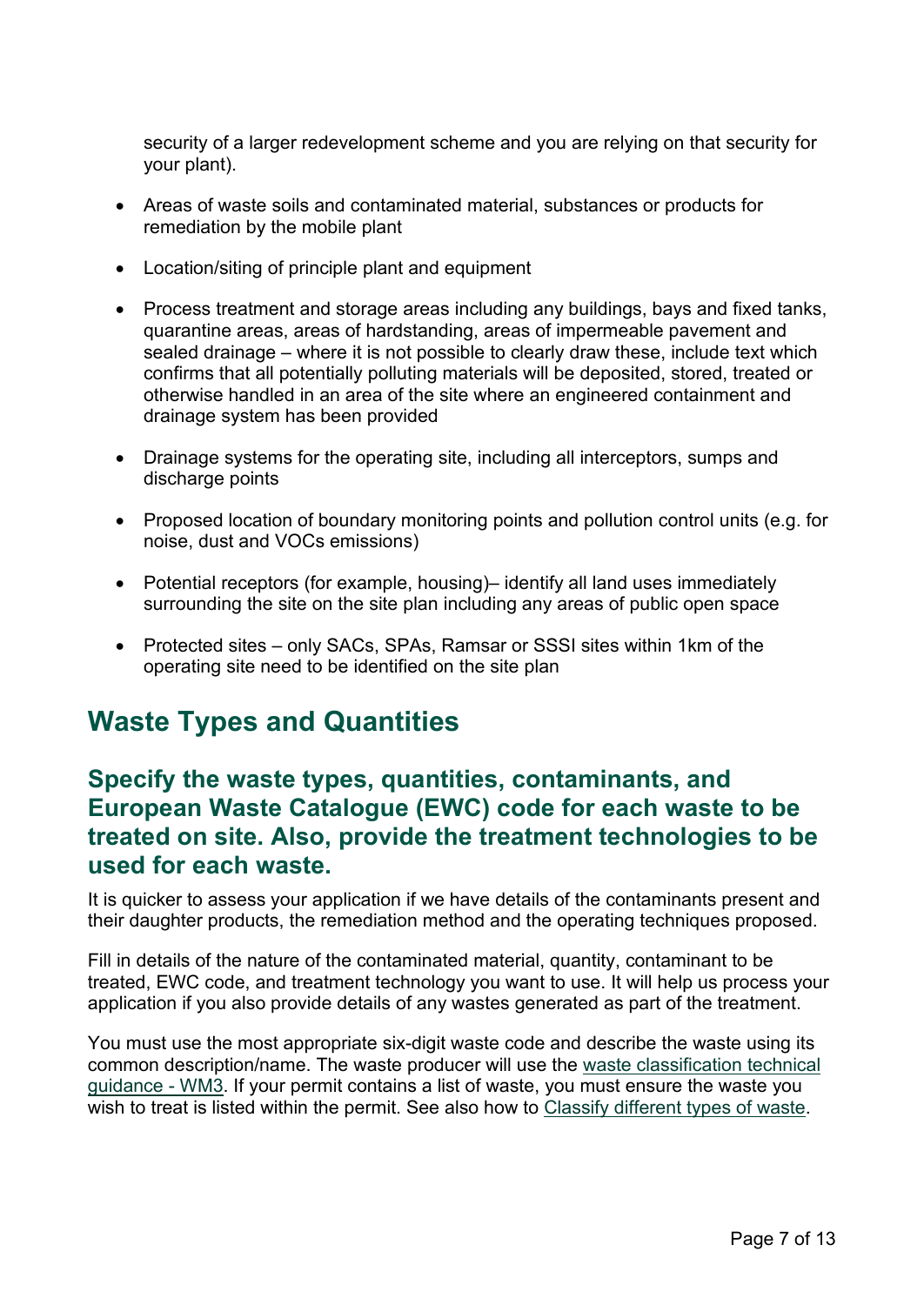security of a larger redevelopment scheme and you are relying on that security for your plant).

- Areas of waste soils and contaminated material, substances or products for remediation by the mobile plant
- Location/siting of principle plant and equipment
- Process treatment and storage areas including any buildings, bays and fixed tanks, quarantine areas, areas of hardstanding, areas of impermeable pavement and sealed drainage – where it is not possible to clearly draw these, include text which confirms that all potentially polluting materials will be deposited, stored, treated or otherwise handled in an area of the site where an engineered containment and drainage system has been provided
- Drainage systems for the operating site, including all interceptors, sumps and discharge points
- Proposed location of boundary monitoring points and pollution control units (e.g. for noise, dust and VOCs emissions)
- Potential receptors (for example, housing)– identify all land uses immediately surrounding the site on the site plan including any areas of public open space
- Protected sites – only SACs, SPAs, Ramsar or SSSI sites within 1km of the operating site need to be identified on the site plan

## Waste Types and Quantities

### Specify the waste types, quantities, contaminants, and European Waste Catalogue (EWC) code for each waste to be treated on site. Also, provide the treatment technologies to be used for each waste.

It is quicker to assess your application if we have details of the contaminants present and their daughter products, the remediation method and the operating techniques proposed.

Fill in details of the nature of the contaminated material, quantity, contaminant to be treated, EWC code, and treatment technology you want to use. It will help us process your application if you also provide details of any wastes generated as part of the treatment.

You must use the most appropriate six-digit waste code and describe the waste using its common description/name. The waste producer will use the waste classification technical guidance - WM3. If your permit contains a list of waste, you must ensure the waste you wish to treat is listed within the permit. See also how to Classify different types of waste.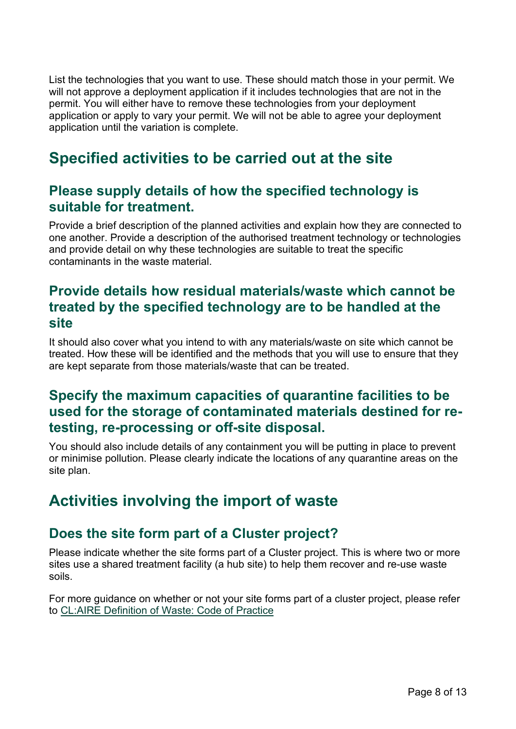List the technologies that you want to use. These should match those in your permit. We will not approve a deployment application if it includes technologies that are not in the permit. You will either have to remove these technologies from your deployment application or apply to vary your permit. We will not be able to agree your deployment application until the variation is complete.

## Specified activities to be carried out at the site

### Please supply details of how the specified technology is suitable for treatment.

Provide a brief description of the planned activities and explain how they are connected to one another. Provide a description of the authorised treatment technology or technologies and provide detail on why these technologies are suitable to treat the specific contaminants in the waste material.

### Provide details how residual materials/waste which cannot be treated by the specified technology are to be handled at the site

It should also cover what you intend to with any materials/waste on site which cannot be treated. How these will be identified and the methods that you will use to ensure that they are kept separate from those materials/waste that can be treated.

### Specify the maximum capacities of quarantine facilities to be used for the storage of contaminated materials destined for re-testing, re-processing or off-site disposal.

You should also include details of any containment you will be putting in place to prevent or minimise pollution. Please clearly indicate the locations of any quarantine areas on the site plan.

## Activities involving the import of waste

### Does the site form part of a Cluster project?

Please indicate whether the site forms part of a Cluster project. This is where two or more sites use a shared treatment facility (a hub site) to help them recover and re-use waste soils.

For more guidance on whether or not your site forms part of a cluster project, please refer to CL:AIRE Definition of Waste: Code of Practice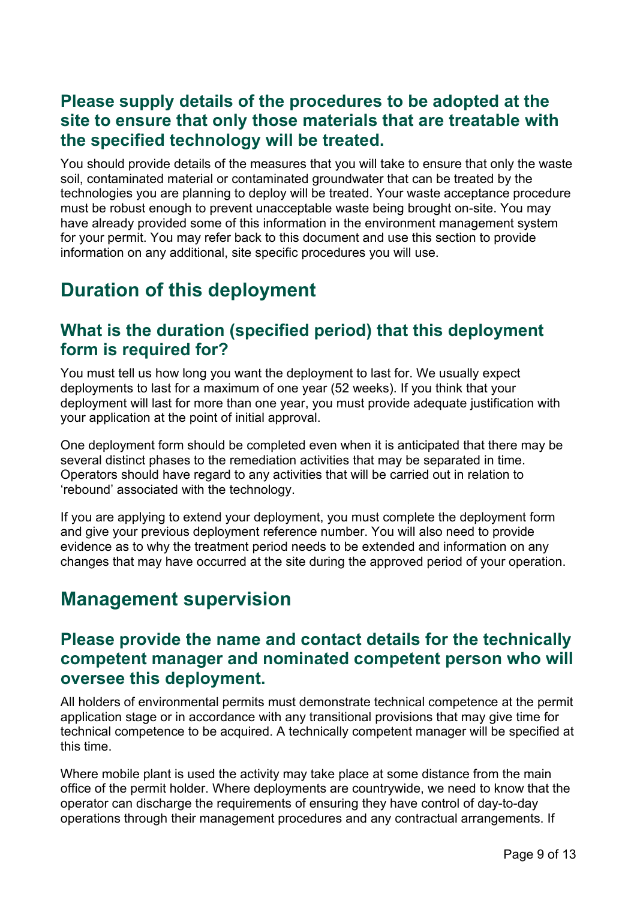### Please supply details of the procedures to be adopted at the site to ensure that only those materials that are treatable with the specified technology will be treated.

You should provide details of the measures that you will take to ensure that only the waste soil, contaminated material or contaminated groundwater that can be treated by the technologies you are planning to deploy will be treated. Your waste acceptance procedure must be robust enough to prevent unacceptable waste being brought on-site. You may have already provided some of this information in the environment management system for your permit. You may refer back to this document and use this section to provide information on any additional, site specific procedures you will use.

## Duration of this deployment

### What is the duration (specified period) that this deployment form is required for?

You must tell us how long you want the deployment to last for. We usually expect deployments to last for a maximum of one year (52 weeks). If you think that your deployment will last for more than one year, you must provide adequate justification with your application at the point of initial approval.

One deployment form should be completed even when it is anticipated that there may be several distinct phases to the remediation activities that may be separated in time. Operators should have regard to any activities that will be carried out in relation to 'rebound' associated with the technology.

If you are applying to extend your deployment, you must complete the deployment form and give your previous deployment reference number. You will also need to provide evidence as to why the treatment period needs to be extended and information on any changes that may have occurred at the site during the approved period of your operation.

## Management supervision

### Please provide the name and contact details for the technically competent manager and nominated competent person who will oversee this deployment.

All holders of environmental permits must demonstrate technical competence at the permit application stage or in accordance with any transitional provisions that may give time for technical competence to be acquired. A technically competent manager will be specified at this time.

Where mobile plant is used the activity may take place at some distance from the main office of the permit holder. Where deployments are countrywide, we need to know that the operator can discharge the requirements of ensuring they have control of day-to-day operations through their management procedures and any contractual arrangements. If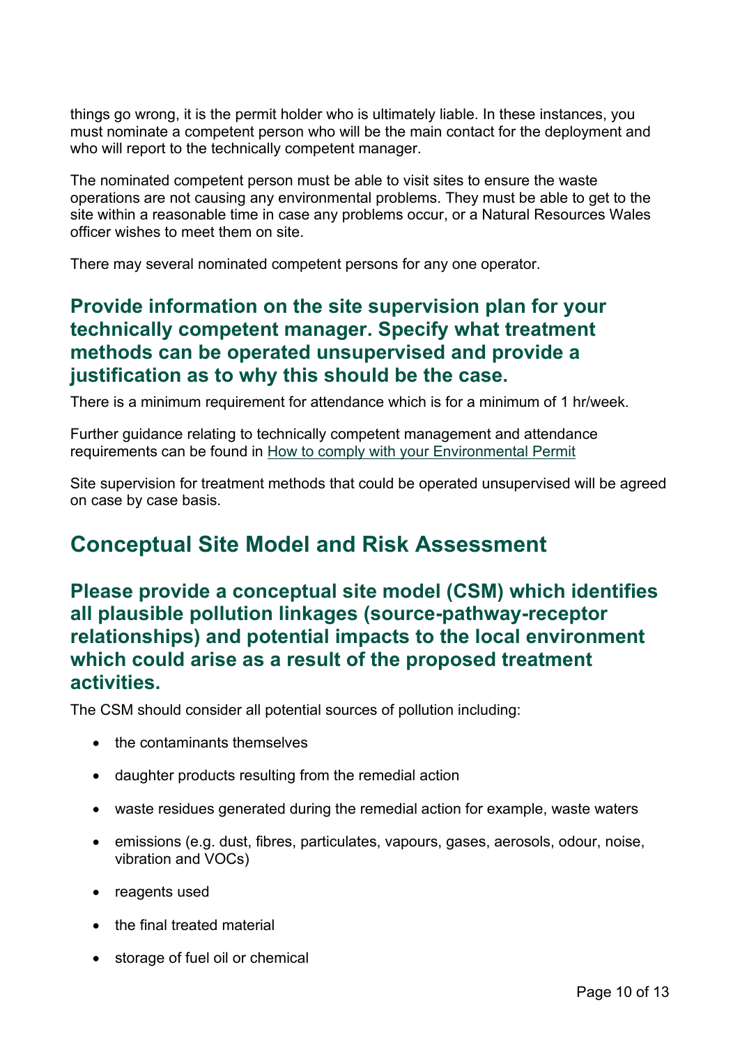things go wrong, it is the permit holder who is ultimately liable. In these instances, you must nominate a competent person who will be the main contact for the deployment and who will report to the technically competent manager.

The nominated competent person must be able to visit sites to ensure the waste operations are not causing any environmental problems. They must be able to get to the site within a reasonable time in case any problems occur, or a Natural Resources Wales officer wishes to meet them on site.

There may several nominated competent persons for any one operator.

### Provide information on the site supervision plan for your technically competent manager. Specify what treatment methods can be operated unsupervised and provide a justification as to why this should be the case.

There is a minimum requirement for attendance which is for a minimum of 1 hr/week.

Further guidance relating to technically competent management and attendance requirements can be found in [How to comply with your Environmental Permit]()

Site supervision for treatment methods that could be operated unsupervised will be agreed on case by case basis.

## Conceptual Site Model and Risk Assessment

### Please provide a conceptual site model (CSM) which identifies all plausible pollution linkages (source-pathway-receptor relationships) and potential impacts to the local environment which could arise as a result of the proposed treatment activities.

The CSM should consider all potential sources of pollution including:

- the contaminants themselves
- daughter products resulting from the remedial action
- waste residues generated during the remedial action for example, waste waters
- emissions (e.g. dust, fibres, particulates, vapours, gases, aerosols, odour, noise, vibration and VOCs)
- reagents used
- the final treated material
- storage of fuel oil or chemical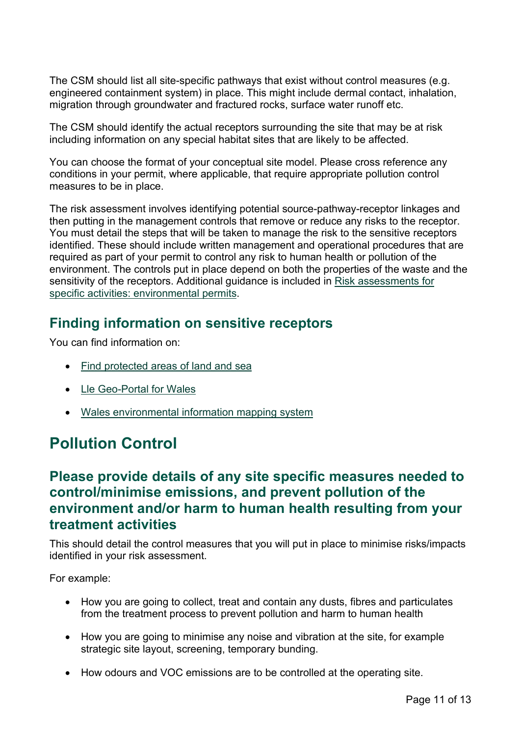The CSM should list all site-specific pathways that exist without control measures (e.g. engineered containment system) in place. This might include dermal contact, inhalation, migration through groundwater and fractured rocks, surface water runoff etc.

The CSM should identify the actual receptors surrounding the site that may be at risk including information on any special habitat sites that are likely to be affected.

You can choose the format of your conceptual site model. Please cross reference any conditions in your permit, where applicable, that require appropriate pollution control measures to be in place.

The risk assessment involves identifying potential source-pathway-receptor linkages and then putting in the management controls that remove or reduce any risks to the receptor. You must detail the steps that will be taken to manage the risk to the sensitive receptors identified. These should include written management and operational procedures that are required as part of your permit to control any risk to human health or pollution of the environment. The controls put in place depend on both the properties of the waste and the sensitivity of the receptors. Additional guidance is included in Risk assessments for specific activities: environmental permits.

## Finding information on sensitive receptors

You can find information on:

- Find protected areas of land and sea
- Lle Geo-Portal for Wales
- Wales environmental information mapping system

# Pollution Control

## Please provide details of any site specific measures needed to control/minimise emissions, and prevent pollution of the environment and/or harm to human health resulting from your treatment activities

This should detail the control measures that you will put in place to minimise risks/impacts identified in your risk assessment.

For example:

- How you are going to collect, treat and contain any dusts, fibres and particulates from the treatment process to prevent pollution and harm to human health
- How you are going to minimise any noise and vibration at the site, for example strategic site layout, screening, temporary bunding.
- How odours and VOC emissions are to be controlled at the operating site.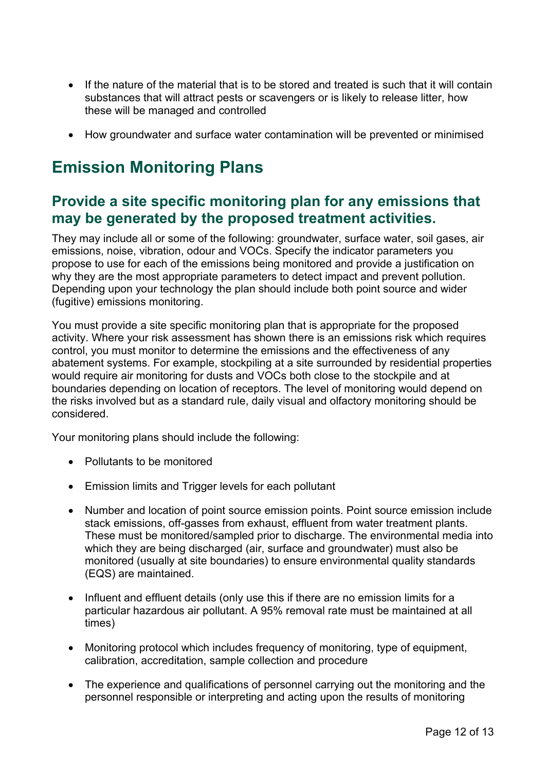- If the nature of the material that is to be stored and treated is such that it will contain substances that will attract pests or scavengers or is likely to release litter, how these will be managed and controlled

- How groundwater and surface water contamination will be prevented or minimised

# Emission Monitoring Plans

## Provide a site specific monitoring plan for any emissions that may be generated by the proposed treatment activities.

They may include all or some of the following: groundwater, surface water, soil gases, air emissions, noise, vibration, odour and VOCs. Specify the indicator parameters you propose to use for each of the emissions being monitored and provide a justification on why they are the most appropriate parameters to detect impact and prevent pollution. Depending upon your technology the plan should include both point source and wider (fugitive) emissions monitoring.

You must provide a site specific monitoring plan that is appropriate for the proposed activity. Where your risk assessment has shown there is an emissions risk which requires control, you must monitor to determine the emissions and the effectiveness of any abatement systems. For example, stockpiling at a site surrounded by residential properties would require air monitoring for dusts and VOCs both close to the stockpile and at boundaries depending on location of receptors. The level of monitoring would depend on the risks involved but as a standard rule, daily visual and olfactory monitoring should be considered.

Your monitoring plans should include the following:

- Pollutants to be monitored

- Emission limits and Trigger levels for each pollutant

- Number and location of point source emission points. Point source emission include stack emissions, off-gasses from exhaust, effluent from water treatment plants. These must be monitored/sampled prior to discharge. The environmental media into which they are being discharged (air, surface and groundwater) must also be monitored (usually at site boundaries) to ensure environmental quality standards (EQS) are maintained.

- Influent and effluent details (only use this if there are no emission limits for a particular hazardous air pollutant. A 95% removal rate must be maintained at all times)

- Monitoring protocol which includes frequency of monitoring, type of equipment, calibration, accreditation, sample collection and procedure

- The experience and qualifications of personnel carrying out the monitoring and the personnel responsible or interpreting and acting upon the results of monitoring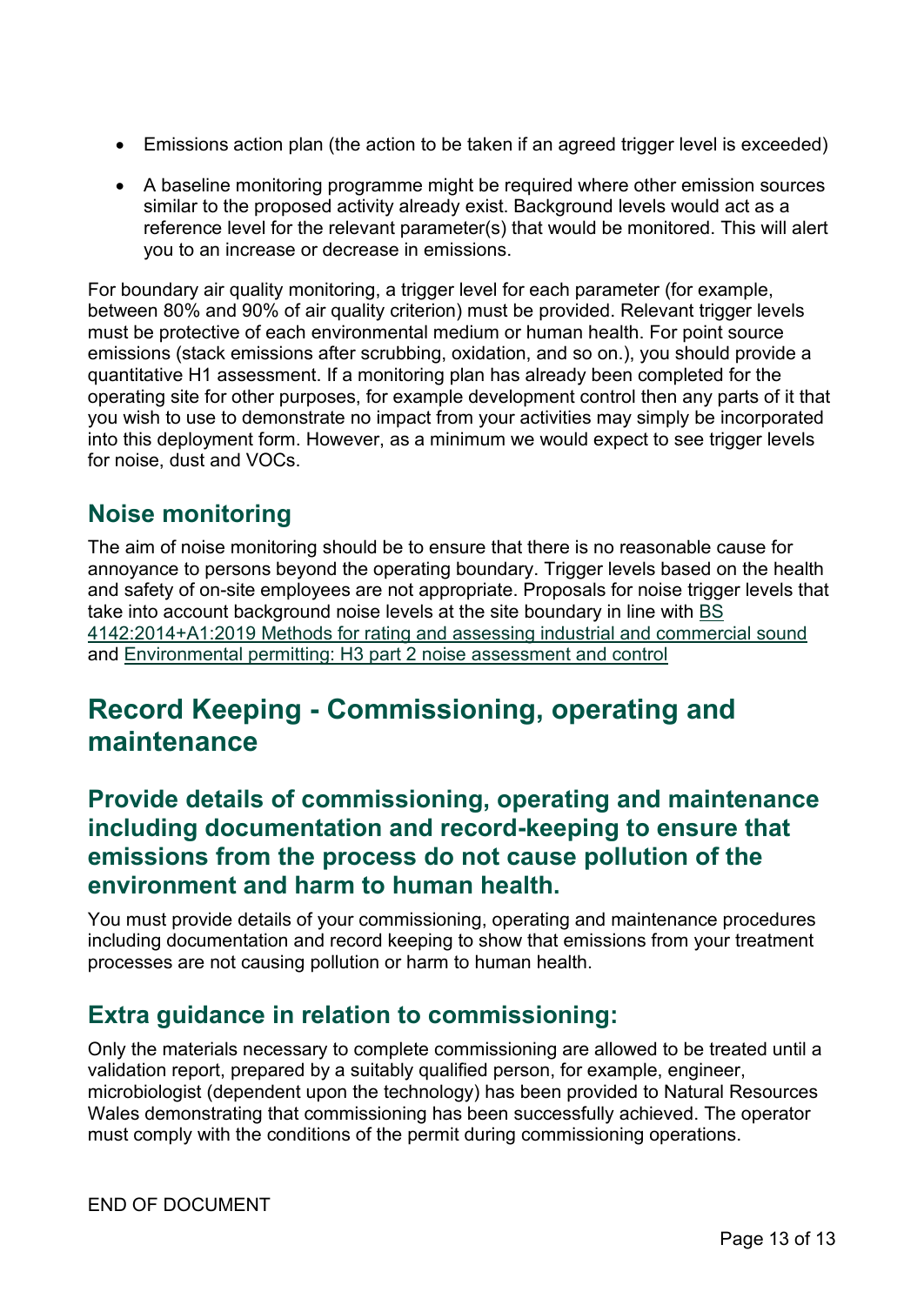- Emissions action plan (the action to be taken if an agreed trigger level is exceeded)
- A baseline monitoring programme might be required where other emission sources similar to the proposed activity already exist. Background levels would act as a reference level for the relevant parameter(s) that would be monitored. This will alert you to an increase or decrease in emissions.

For boundary air quality monitoring, a trigger level for each parameter (for example, between 80% and 90% of air quality criterion) must be provided. Relevant trigger levels must be protective of each environmental medium or human health. For point source emissions (stack emissions after scrubbing, oxidation, and so on.), you should provide a quantitative H1 assessment. If a monitoring plan has already been completed for the operating site for other purposes, for example development control then any parts of it that you wish to use to demonstrate no impact from your activities may simply be incorporated into this deployment form. However, as a minimum we would expect to see trigger levels for noise, dust and VOCs.

### Noise monitoring

The aim of noise monitoring should be to ensure that there is no reasonable cause for annoyance to persons beyond the operating boundary. Trigger levels based on the health and safety of on-site employees are not appropriate. Proposals for noise trigger levels that take into account background noise levels at the site boundary in line with BS 4142:2014+A1:2019 Methods for rating and assessing industrial and commercial sound and Environmental permitting: H3 part 2 noise assessment and control

## Record Keeping - Commissioning, operating and maintenance

### Provide details of commissioning, operating and maintenance including documentation and record-keeping to ensure that emissions from the process do not cause pollution of the environment and harm to human health.

You must provide details of your commissioning, operating and maintenance procedures including documentation and record keeping to show that emissions from your treatment processes are not causing pollution or harm to human health.

### Extra guidance in relation to commissioning:

Only the materials necessary to complete commissioning are allowed to be treated until a validation report, prepared by a suitably qualified person, for example, engineer, microbiologist (dependent upon the technology) has been provided to Natural Resources Wales demonstrating that commissioning has been successfully achieved. The operator must comply with the conditions of the permit during commissioning operations.

END OF DOCUMENT